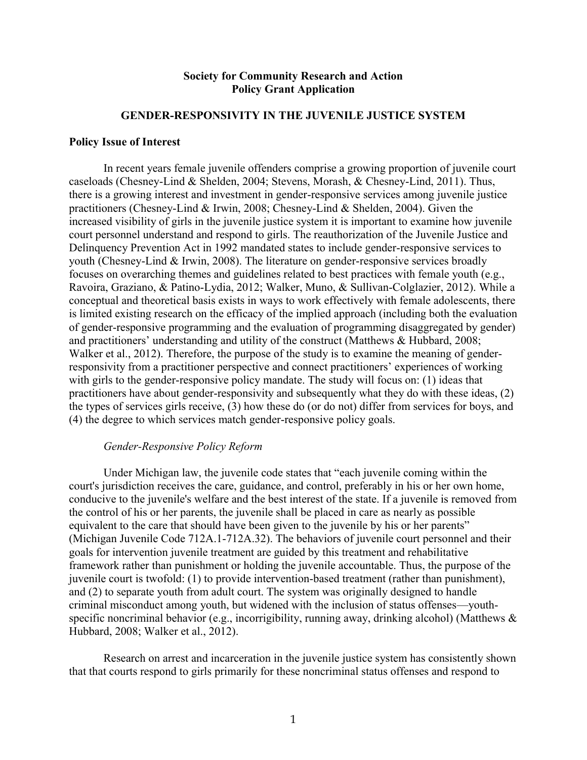**Society for Community Research and Action**
**Policy Grant Application**

# GENDER-RESPONSIVITY IN THE JUVENILE JUSTICE SYSTEM

## Policy Issue of Interest

In recent years female juvenile offenders comprise a growing proportion of juvenile court caseloads (Chesney-Lind & Shelden, 2004; Stevens, Morash, & Chesney-Lind, 2011). Thus, there is a growing interest and investment in gender-responsive services among juvenile justice practitioners (Chesney-Lind & Irwin, 2008; Chesney-Lind & Shelden, 2004). Given the increased visibility of girls in the juvenile justice system it is important to examine how juvenile court personnel understand and respond to girls. The reauthorization of the Juvenile Justice and Delinquency Prevention Act in 1992 mandated states to include gender-responsive services to youth (Chesney-Lind & Irwin, 2008). The literature on gender-responsive services broadly focuses on overarching themes and guidelines related to best practices with female youth (e.g., Ravoira, Graziano, & Patino-Lydia, 2012; Walker, Muno, & Sullivan-Colglazier, 2012). While a conceptual and theoretical basis exists in ways to work effectively with female adolescents, there is limited existing research on the efficacy of the implied approach (including both the evaluation of gender-responsive programming and the evaluation of programming disaggregated by gender) and practitioners' understanding and utility of the construct (Matthews & Hubbard, 2008; Walker et al., 2012). Therefore, the purpose of the study is to examine the meaning of gender-responsivity from a practitioner perspective and connect practitioners' experiences of working with girls to the gender-responsive policy mandate. The study will focus on: (1) ideas that practitioners have about gender-responsivity and subsequently what they do with these ideas, (2) the types of services girls receive, (3) how these do (or do not) differ from services for boys, and (4) the degree to which services match gender-responsive policy goals.

### *Gender-Responsive Policy Reform*

Under Michigan law, the juvenile code states that "each juvenile coming within the court's jurisdiction receives the care, guidance, and control, preferably in his or her own home, conducive to the juvenile's welfare and the best interest of the state. If a juvenile is removed from the control of his or her parents, the juvenile shall be placed in care as nearly as possible equivalent to the care that should have been given to the juvenile by his or her parents" (Michigan Juvenile Code 712A.1-712A.32). The behaviors of juvenile court personnel and their goals for intervention juvenile treatment are guided by this treatment and rehabilitative framework rather than punishment or holding the juvenile accountable. Thus, the purpose of the juvenile court is twofold: (1) to provide intervention-based treatment (rather than punishment), and (2) to separate youth from adult court. The system was originally designed to handle criminal misconduct among youth, but widened with the inclusion of status offenses—youth-specific noncriminal behavior (e.g., incorrigibility, running away, drinking alcohol) (Matthews & Hubbard, 2008; Walker et al., 2012).

Research on arrest and incarceration in the juvenile justice system has consistently shown that that courts respond to girls primarily for these noncriminal status offenses and respond to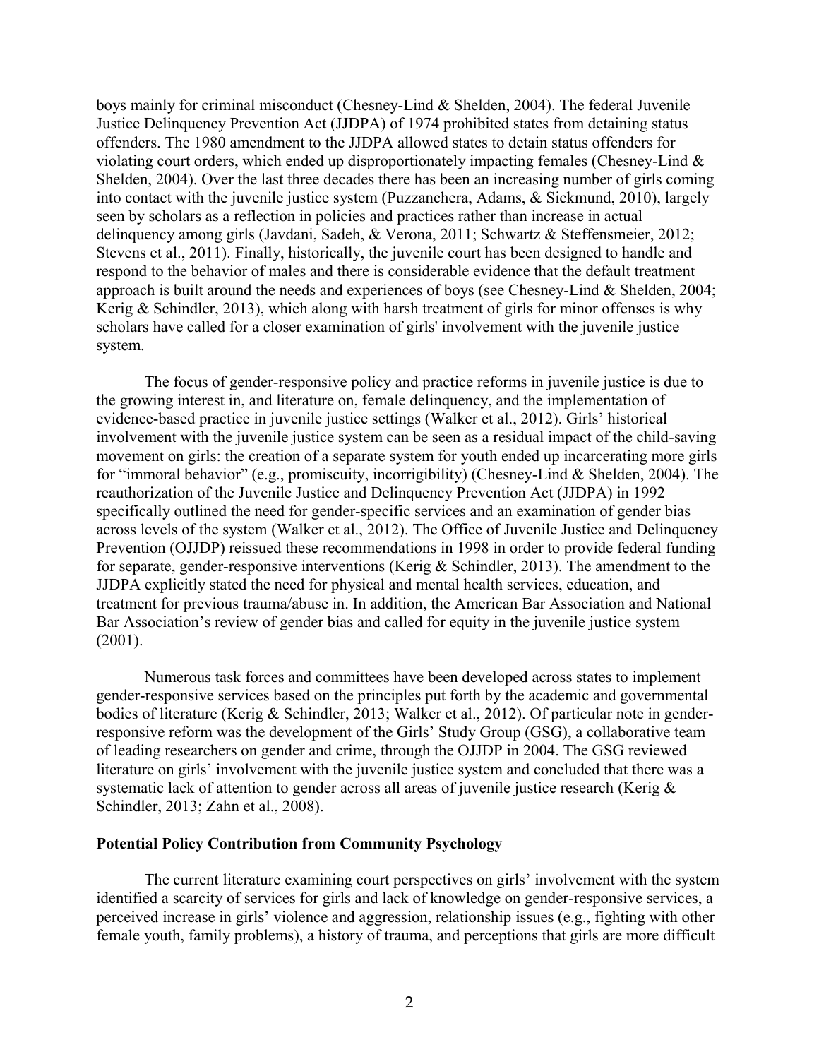boys mainly for criminal misconduct (Chesney-Lind & Shelden, 2004). The federal Juvenile Justice Delinquency Prevention Act (JJDPA) of 1974 prohibited states from detaining status offenders. The 1980 amendment to the JJDPA allowed states to detain status offenders for violating court orders, which ended up disproportionately impacting females (Chesney-Lind & Shelden, 2004). Over the last three decades there has been an increasing number of girls coming into contact with the juvenile justice system (Puzzanchera, Adams, & Sickmund, 2010), largely seen by scholars as a reflection in policies and practices rather than increase in actual delinquency among girls (Javdani, Sadeh, & Verona, 2011; Schwartz & Steffensmeier, 2012; Stevens et al., 2011). Finally, historically, the juvenile court has been designed to handle and respond to the behavior of males and there is considerable evidence that the default treatment approach is built around the needs and experiences of boys (see Chesney-Lind & Shelden, 2004; Kerig & Schindler, 2013), which along with harsh treatment of girls for minor offenses is why scholars have called for a closer examination of girls' involvement with the juvenile justice system.

The focus of gender-responsive policy and practice reforms in juvenile justice is due to the growing interest in, and literature on, female delinquency, and the implementation of evidence-based practice in juvenile justice settings (Walker et al., 2012). Girls' historical involvement with the juvenile justice system can be seen as a residual impact of the child-saving movement on girls: the creation of a separate system for youth ended up incarcerating more girls for "immoral behavior" (e.g., promiscuity, incorrigibility) (Chesney-Lind & Shelden, 2004). The reauthorization of the Juvenile Justice and Delinquency Prevention Act (JJDPA) in 1992 specifically outlined the need for gender-specific services and an examination of gender bias across levels of the system (Walker et al., 2012). The Office of Juvenile Justice and Delinquency Prevention (OJJDP) reissued these recommendations in 1998 in order to provide federal funding for separate, gender-responsive interventions (Kerig & Schindler, 2013). The amendment to the JJDPA explicitly stated the need for physical and mental health services, education, and treatment for previous trauma/abuse in. In addition, the American Bar Association and National Bar Association's review of gender bias and called for equity in the juvenile justice system (2001).

Numerous task forces and committees have been developed across states to implement gender-responsive services based on the principles put forth by the academic and governmental bodies of literature (Kerig & Schindler, 2013; Walker et al., 2012). Of particular note in gender-responsive reform was the development of the Girls' Study Group (GSG), a collaborative team of leading researchers on gender and crime, through the OJJDP in 2004. The GSG reviewed literature on girls' involvement with the juvenile justice system and concluded that there was a systematic lack of attention to gender across all areas of juvenile justice research (Kerig & Schindler, 2013; Zahn et al., 2008).

**Potential Policy Contribution from Community Psychology**

The current literature examining court perspectives on girls' involvement with the system identified a scarcity of services for girls and lack of knowledge on gender-responsive services, a perceived increase in girls' violence and aggression, relationship issues (e.g., fighting with other female youth, family problems), a history of trauma, and perceptions that girls are more difficult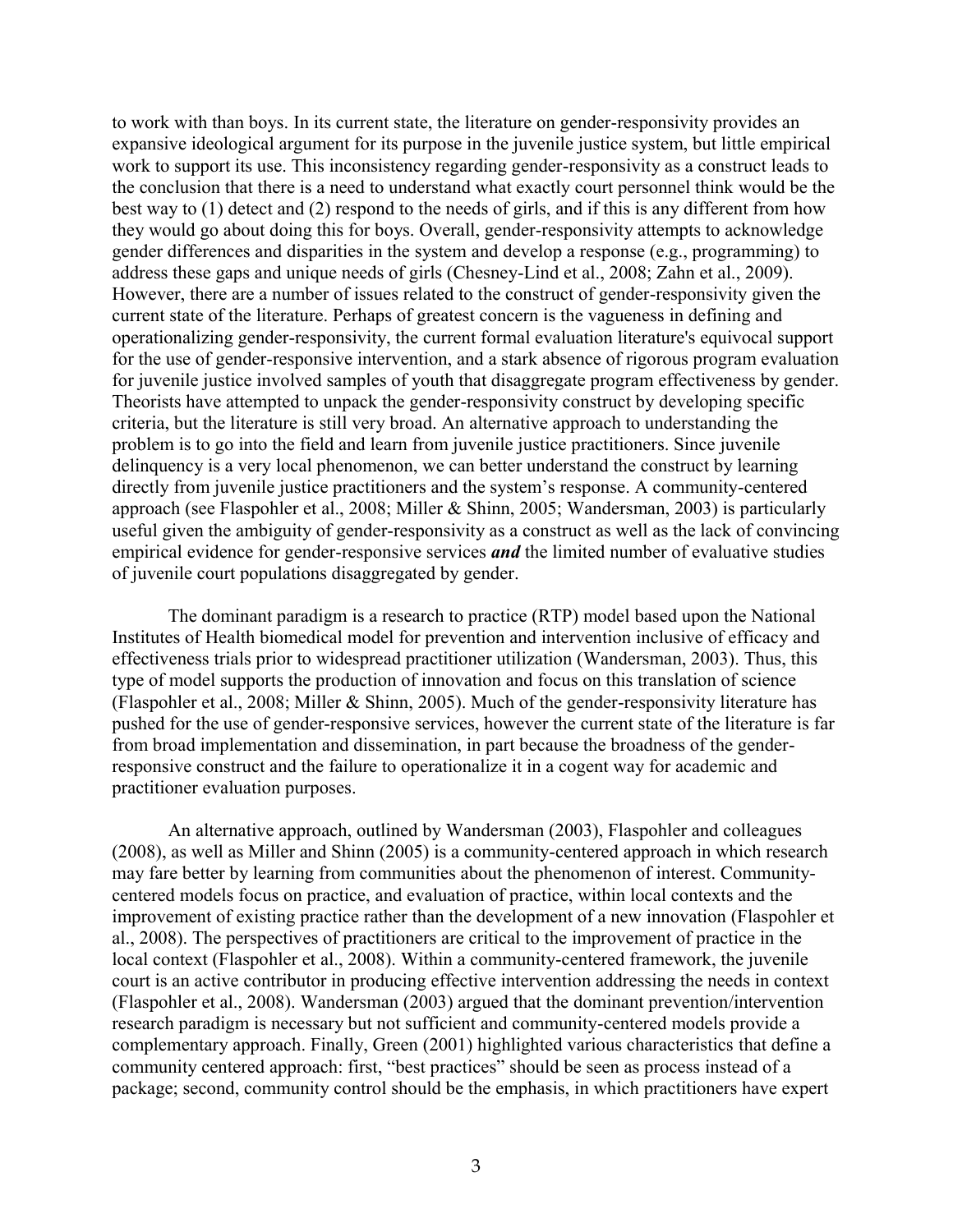to work with than boys. In its current state, the literature on gender-responsivity provides an expansive ideological argument for its purpose in the juvenile justice system, but little empirical work to support its use. This inconsistency regarding gender-responsivity as a construct leads to the conclusion that there is a need to understand what exactly court personnel think would be the best way to (1) detect and (2) respond to the needs of girls, and if this is any different from how they would go about doing this for boys. Overall, gender-responsivity attempts to acknowledge gender differences and disparities in the system and develop a response (e.g., programming) to address these gaps and unique needs of girls (Chesney-Lind et al., 2008; Zahn et al., 2009). However, there are a number of issues related to the construct of gender-responsivity given the current state of the literature. Perhaps of greatest concern is the vagueness in defining and operationalizing gender-responsivity, the current formal evaluation literature's equivocal support for the use of gender-responsive intervention, and a stark absence of rigorous program evaluation for juvenile justice involved samples of youth that disaggregate program effectiveness by gender. Theorists have attempted to unpack the gender-responsivity construct by developing specific criteria, but the literature is still very broad. An alternative approach to understanding the problem is to go into the field and learn from juvenile justice practitioners. Since juvenile delinquency is a very local phenomenon, we can better understand the construct by learning directly from juvenile justice practitioners and the system's response. A community-centered approach (see Flaspohler et al., 2008; Miller & Shinn, 2005; Wandersman, 2003) is particularly useful given the ambiguity of gender-responsivity as a construct as well as the lack of convincing empirical evidence for gender-responsive services ***and*** the limited number of evaluative studies of juvenile court populations disaggregated by gender.

The dominant paradigm is a research to practice (RTP) model based upon the National Institutes of Health biomedical model for prevention and intervention inclusive of efficacy and effectiveness trials prior to widespread practitioner utilization (Wandersman, 2003). Thus, this type of model supports the production of innovation and focus on this translation of science (Flaspohler et al., 2008; Miller & Shinn, 2005). Much of the gender-responsivity literature has pushed for the use of gender-responsive services, however the current state of the literature is far from broad implementation and dissemination, in part because the broadness of the gender-responsive construct and the failure to operationalize it in a cogent way for academic and practitioner evaluation purposes.

An alternative approach, outlined by Wandersman (2003), Flaspohler and colleagues (2008), as well as Miller and Shinn (2005) is a community-centered approach in which research may fare better by learning from communities about the phenomenon of interest. Community-centered models focus on practice, and evaluation of practice, within local contexts and the improvement of existing practice rather than the development of a new innovation (Flaspohler et al., 2008). The perspectives of practitioners are critical to the improvement of practice in the local context (Flaspohler et al., 2008). Within a community-centered framework, the juvenile court is an active contributor in producing effective intervention addressing the needs in context (Flaspohler et al., 2008). Wandersman (2003) argued that the dominant prevention/intervention research paradigm is necessary but not sufficient and community-centered models provide a complementary approach. Finally, Green (2001) highlighted various characteristics that define a community centered approach: first, "best practices" should be seen as process instead of a package; second, community control should be the emphasis, in which practitioners have expert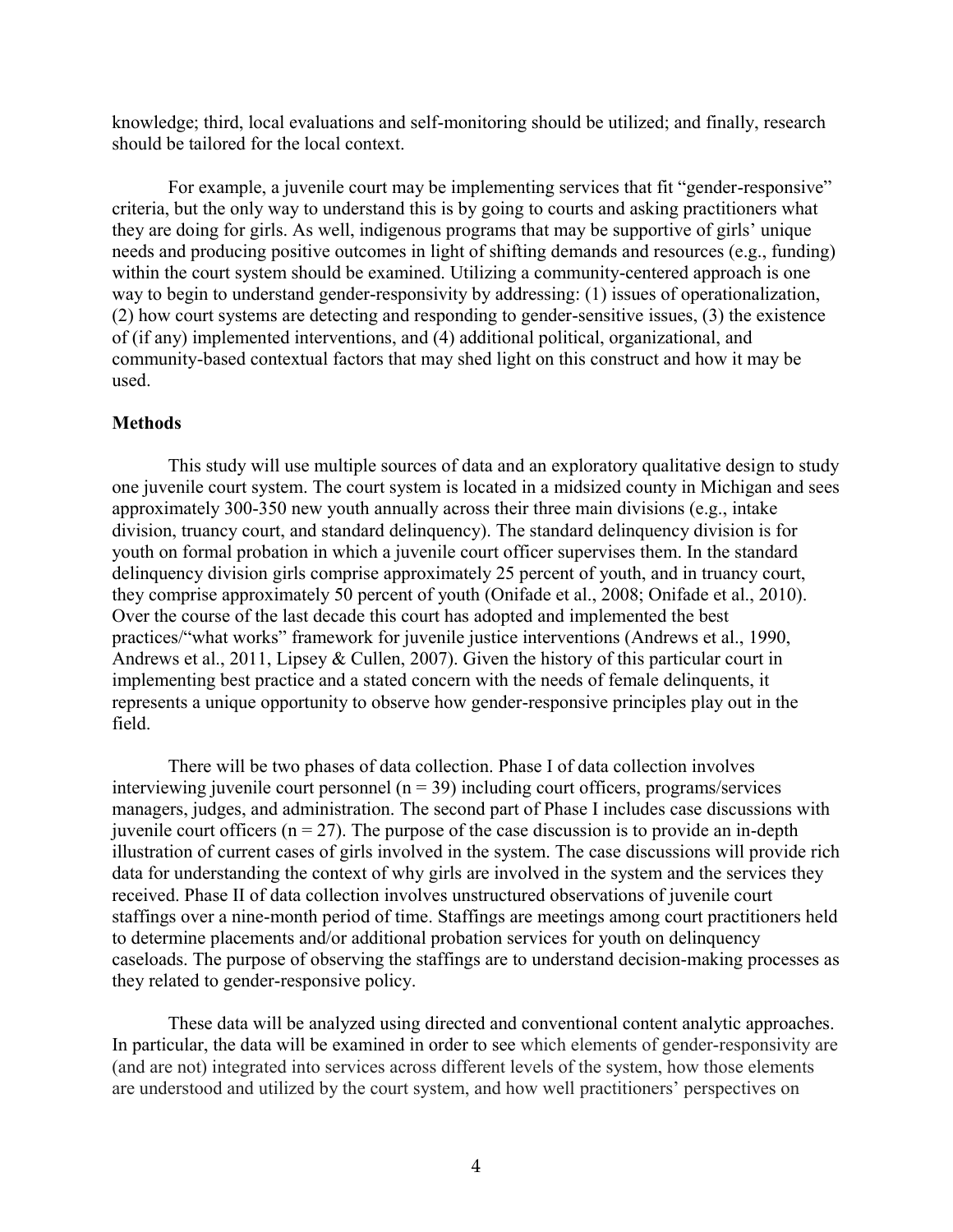knowledge; third, local evaluations and self-monitoring should be utilized; and finally, research should be tailored for the local context.

For example, a juvenile court may be implementing services that fit "gender-responsive" criteria, but the only way to understand this is by going to courts and asking practitioners what they are doing for girls. As well, indigenous programs that may be supportive of girls' unique needs and producing positive outcomes in light of shifting demands and resources (e.g., funding) within the court system should be examined. Utilizing a community-centered approach is one way to begin to understand gender-responsivity by addressing: (1) issues of operationalization, (2) how court systems are detecting and responding to gender-sensitive issues, (3) the existence of (if any) implemented interventions, and (4) additional political, organizational, and community-based contextual factors that may shed light on this construct and how it may be used.

**Methods**

This study will use multiple sources of data and an exploratory qualitative design to study one juvenile court system. The court system is located in a midsized county in Michigan and sees approximately 300-350 new youth annually across their three main divisions (e.g., intake division, truancy court, and standard delinquency). The standard delinquency division is for youth on formal probation in which a juvenile court officer supervises them. In the standard delinquency division girls comprise approximately 25 percent of youth, and in truancy court, they comprise approximately 50 percent of youth (Onifade et al., 2008; Onifade et al., 2010). Over the course of the last decade this court has adopted and implemented the best practices/"what works" framework for juvenile justice interventions (Andrews et al., 1990, Andrews et al., 2011, Lipsey & Cullen, 2007). Given the history of this particular court in implementing best practice and a stated concern with the needs of female delinquents, it represents a unique opportunity to observe how gender-responsive principles play out in the field.

There will be two phases of data collection. Phase I of data collection involves interviewing juvenile court personnel (n = 39) including court officers, programs/services managers, judges, and administration. The second part of Phase I includes case discussions with juvenile court officers (n = 27). The purpose of the case discussion is to provide an in-depth illustration of current cases of girls involved in the system. The case discussions will provide rich data for understanding the context of why girls are involved in the system and the services they received. Phase II of data collection involves unstructured observations of juvenile court staffings over a nine-month period of time. Staffings are meetings among court practitioners held to determine placements and/or additional probation services for youth on delinquency caseloads. The purpose of observing the staffings are to understand decision-making processes as they related to gender-responsive policy.

These data will be analyzed using directed and conventional content analytic approaches. In particular, the data will be examined in order to see which elements of gender-responsivity are (and are not) integrated into services across different levels of the system, how those elements are understood and utilized by the court system, and how well practitioners' perspectives on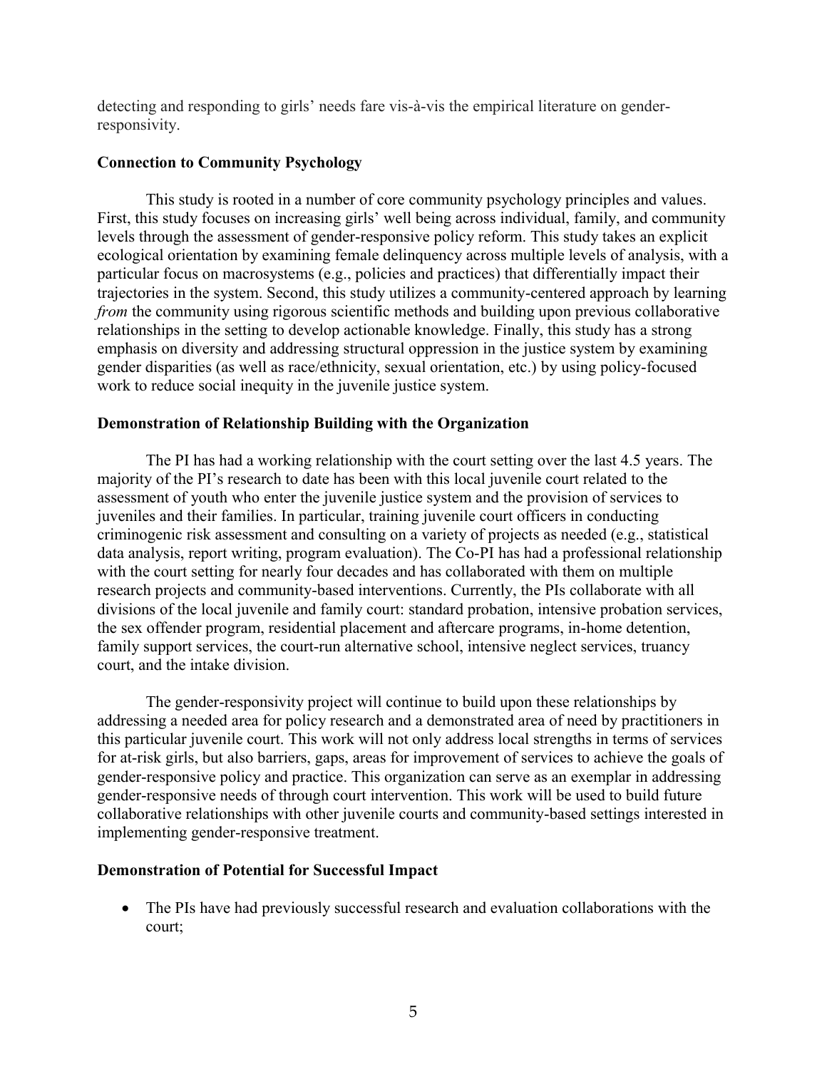detecting and responding to girls' needs fare vis-à-vis the empirical literature on gender-responsivity.

## Connection to Community Psychology

This study is rooted in a number of core community psychology principles and values. First, this study focuses on increasing girls' well being across individual, family, and community levels through the assessment of gender-responsive policy reform. This study takes an explicit ecological orientation by examining female delinquency across multiple levels of analysis, with a particular focus on macrosystems (e.g., policies and practices) that differentially impact their trajectories in the system. Second, this study utilizes a community-centered approach by learning *from* the community using rigorous scientific methods and building upon previous collaborative relationships in the setting to develop actionable knowledge. Finally, this study has a strong emphasis on diversity and addressing structural oppression in the justice system by examining gender disparities (as well as race/ethnicity, sexual orientation, etc.) by using policy-focused work to reduce social inequity in the juvenile justice system.

## Demonstration of Relationship Building with the Organization

The PI has had a working relationship with the court setting over the last 4.5 years. The majority of the PI's research to date has been with this local juvenile court related to the assessment of youth who enter the juvenile justice system and the provision of services to juveniles and their families. In particular, training juvenile court officers in conducting criminogenic risk assessment and consulting on a variety of projects as needed (e.g., statistical data analysis, report writing, program evaluation). The Co-PI has had a professional relationship with the court setting for nearly four decades and has collaborated with them on multiple research projects and community-based interventions. Currently, the PIs collaborate with all divisions of the local juvenile and family court: standard probation, intensive probation services, the sex offender program, residential placement and aftercare programs, in-home detention, family support services, the court-run alternative school, intensive neglect services, truancy court, and the intake division.

The gender-responsivity project will continue to build upon these relationships by addressing a needed area for policy research and a demonstrated area of need by practitioners in this particular juvenile court. This work will not only address local strengths in terms of services for at-risk girls, but also barriers, gaps, areas for improvement of services to achieve the goals of gender-responsive policy and practice. This organization can serve as an exemplar in addressing gender-responsive needs of through court intervention. This work will be used to build future collaborative relationships with other juvenile courts and community-based settings interested in implementing gender-responsive treatment.

## Demonstration of Potential for Successful Impact

- The PIs have had previously successful research and evaluation collaborations with the court;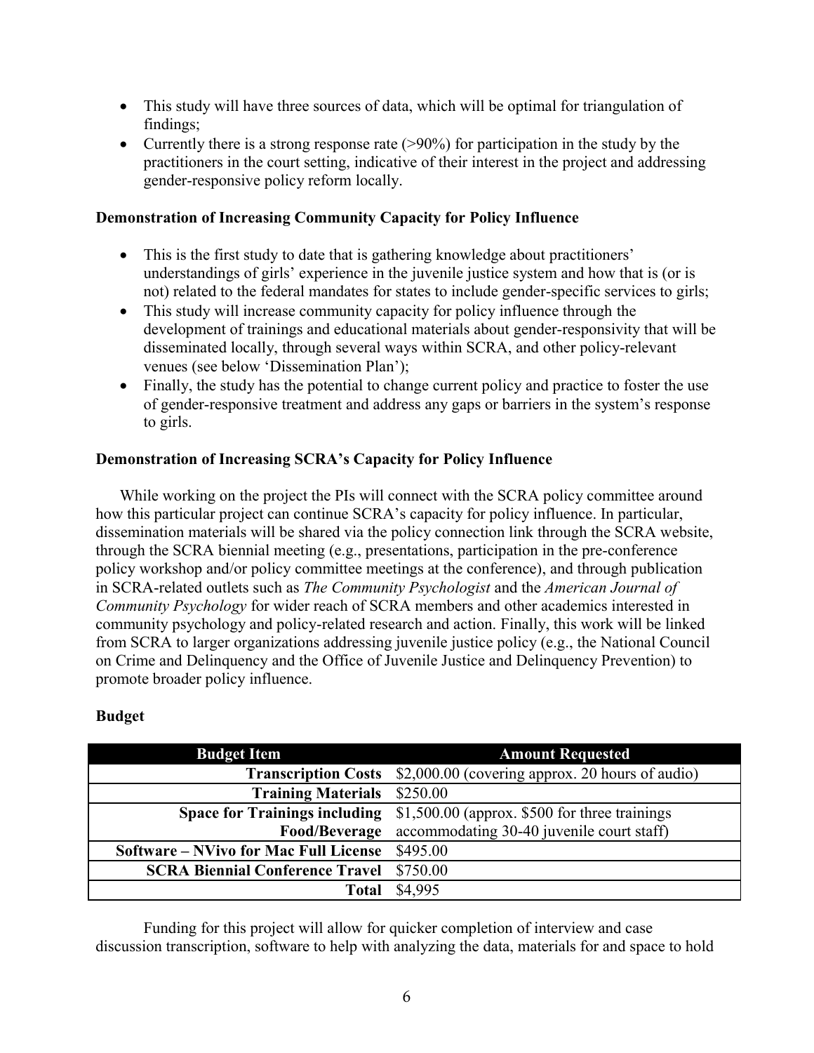- This study will have three sources of data, which will be optimal for triangulation of findings;
- Currently there is a strong response rate (>90%) for participation in the study by the practitioners in the court setting, indicative of their interest in the project and addressing gender-responsive policy reform locally.

**Demonstration of Increasing Community Capacity for Policy Influence**

- This is the first study to date that is gathering knowledge about practitioners' understandings of girls' experience in the juvenile justice system and how that is (or is not) related to the federal mandates for states to include gender-specific services to girls;
- This study will increase community capacity for policy influence through the development of trainings and educational materials about gender-responsivity that will be disseminated locally, through several ways within SCRA, and other policy-relevant venues (see below 'Dissemination Plan');
- Finally, the study has the potential to change current policy and practice to foster the use of gender-responsive treatment and address any gaps or barriers in the system's response to girls.

**Demonstration of Increasing SCRA's Capacity for Policy Influence**

While working on the project the PIs will connect with the SCRA policy committee around how this particular project can continue SCRA's capacity for policy influence. In particular, dissemination materials will be shared via the policy connection link through the SCRA website, through the SCRA biennial meeting (e.g., presentations, participation in the pre-conference policy workshop and/or policy committee meetings at the conference), and through publication in SCRA-related outlets such as *The Community Psychologist* and the *American Journal of Community Psychology* for wider reach of SCRA members and other academics interested in community psychology and policy-related research and action. Finally, this work will be linked from SCRA to larger organizations addressing juvenile justice policy (e.g., the National Council on Crime and Delinquency and the Office of Juvenile Justice and Delinquency Prevention) to promote broader policy influence.

**Budget**

| Budget Item | Amount Requested |
|---|---|
| **Transcription Costs** | $2,000.00 (covering approx. 20 hours of audio) |
| **Training Materials** | $250.00 |
| **Space for Trainings including Food/Beverage** | $1,500.00 (approx. $500 for three trainings accommodating 30-40 juvenile court staff) |
| **Software – NVivo for Mac Full License** | $495.00 |
| **SCRA Biennial Conference Travel** | $750.00 |
| **Total** | $4,995 |

Funding for this project will allow for quicker completion of interview and case discussion transcription, software to help with analyzing the data, materials for and space to hold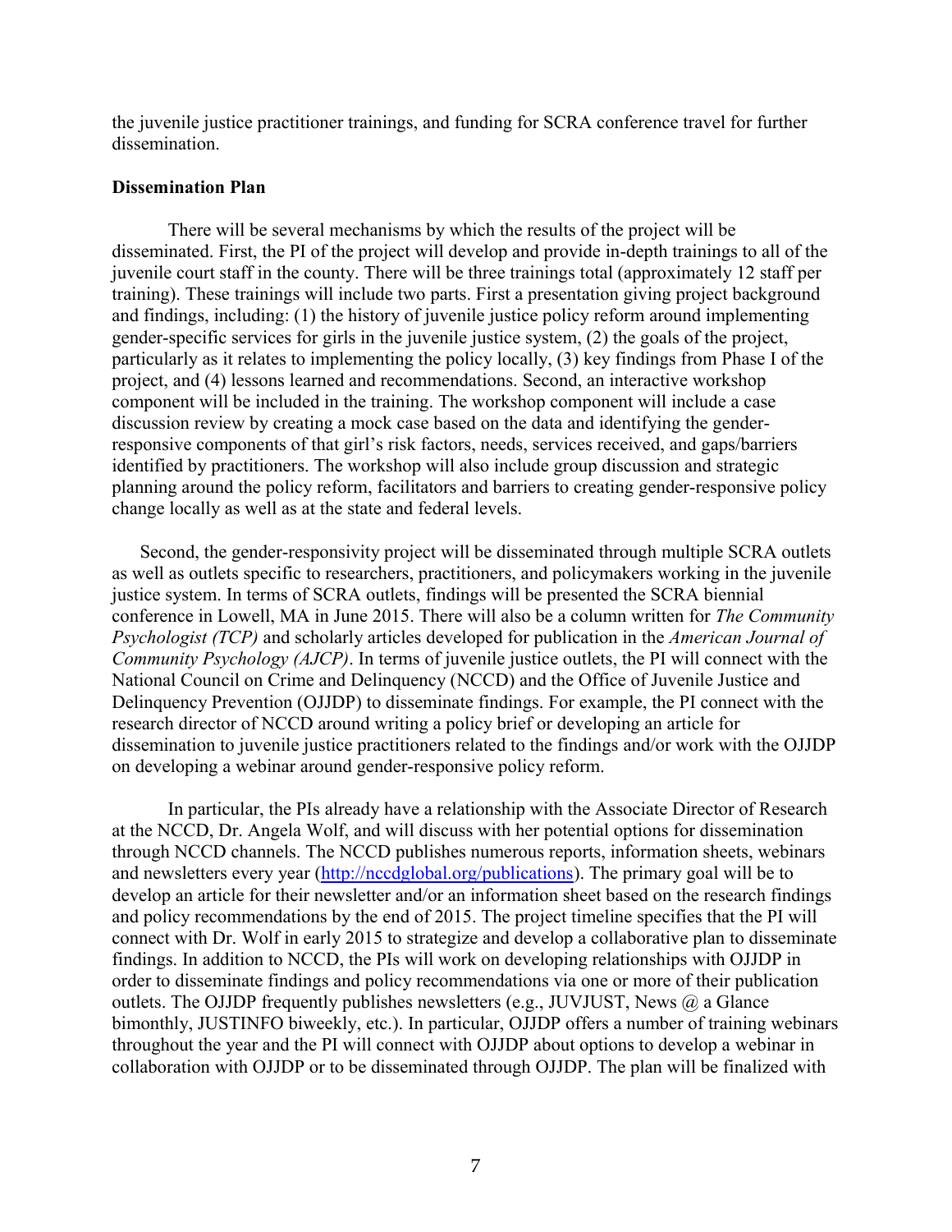the juvenile justice practitioner trainings, and funding for SCRA conference travel for further dissemination.

**Dissemination Plan**

There will be several mechanisms by which the results of the project will be disseminated. First, the PI of the project will develop and provide in-depth trainings to all of the juvenile court staff in the county. There will be three trainings total (approximately 12 staff per training). These trainings will include two parts. First a presentation giving project background and findings, including: (1) the history of juvenile justice policy reform around implementing gender-specific services for girls in the juvenile justice system, (2) the goals of the project, particularly as it relates to implementing the policy locally, (3) key findings from Phase I of the project, and (4) lessons learned and recommendations. Second, an interactive workshop component will be included in the training. The workshop component will include a case discussion review by creating a mock case based on the data and identifying the gender-responsive components of that girl's risk factors, needs, services received, and gaps/barriers identified by practitioners. The workshop will also include group discussion and strategic planning around the policy reform, facilitators and barriers to creating gender-responsive policy change locally as well as at the state and federal levels.

Second, the gender-responsivity project will be disseminated through multiple SCRA outlets as well as outlets specific to researchers, practitioners, and policymakers working in the juvenile justice system. In terms of SCRA outlets, findings will be presented the SCRA biennial conference in Lowell, MA in June 2015. There will also be a column written for *The Community Psychologist (TCP)* and scholarly articles developed for publication in the *American Journal of Community Psychology (AJCP)*. In terms of juvenile justice outlets, the PI will connect with the National Council on Crime and Delinquency (NCCD) and the Office of Juvenile Justice and Delinquency Prevention (OJJDP) to disseminate findings. For example, the PI connect with the research director of NCCD around writing a policy brief or developing an article for dissemination to juvenile justice practitioners related to the findings and/or work with the OJJDP on developing a webinar around gender-responsive policy reform.

In particular, the PIs already have a relationship with the Associate Director of Research at the NCCD, Dr. Angela Wolf, and will discuss with her potential options for dissemination through NCCD channels. The NCCD publishes numerous reports, information sheets, webinars and newsletters every year (http://nccdglobal.org/publications). The primary goal will be to develop an article for their newsletter and/or an information sheet based on the research findings and policy recommendations by the end of 2015. The project timeline specifies that the PI will connect with Dr. Wolf in early 2015 to strategize and develop a collaborative plan to disseminate findings. In addition to NCCD, the PIs will work on developing relationships with OJJDP in order to disseminate findings and policy recommendations via one or more of their publication outlets. The OJJDP frequently publishes newsletters (e.g., JUVJUST, News @ a Glance bimonthly, JUSTINFO biweekly, etc.). In particular, OJJDP offers a number of training webinars throughout the year and the PI will connect with OJJDP about options to develop a webinar in collaboration with OJJDP or to be disseminated through OJJDP. The plan will be finalized with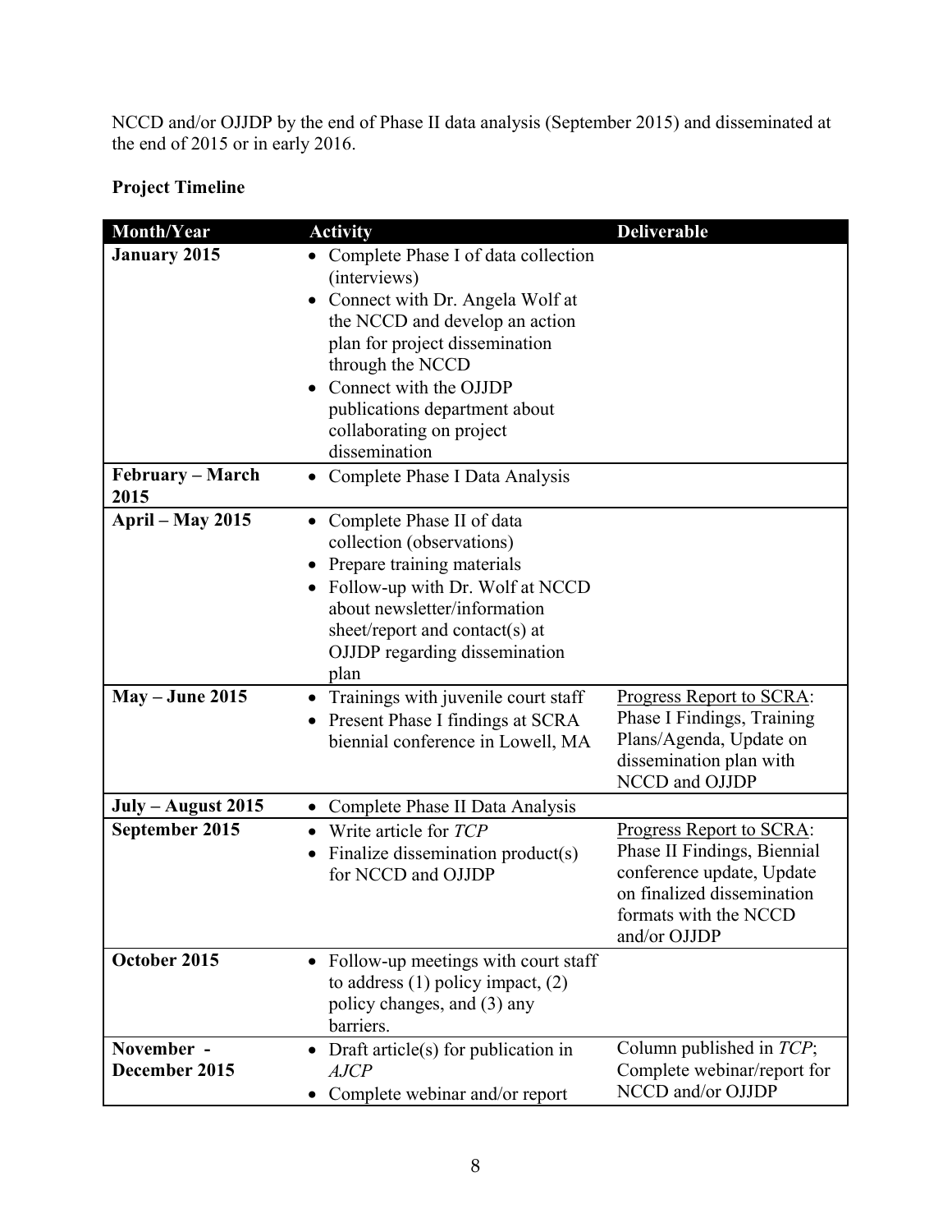NCCD and/or OJJDP by the end of Phase II data analysis (September 2015) and disseminated at the end of 2015 or in early 2016.

**Project Timeline**

| Month/Year | Activity | Deliverable |
|---|---|---|
| **January 2015** | • Complete Phase I of data collection (interviews)<br>• Connect with Dr. Angela Wolf at the NCCD and develop an action plan for project dissemination through the NCCD<br>• Connect with the OJJDP publications department about collaborating on project dissemination | |
| **February – March 2015** | • Complete Phase I Data Analysis | |
| **April – May 2015** | • Complete Phase II of data collection (observations)<br>• Prepare training materials<br>• Follow-up with Dr. Wolf at NCCD about newsletter/information sheet/report and contact(s) at OJJDP regarding dissemination plan | |
| **May – June 2015** | • Trainings with juvenile court staff<br>• Present Phase I findings at SCRA biennial conference in Lowell, MA | Progress Report to SCRA: Phase I Findings, Training Plans/Agenda, Update on dissemination plan with NCCD and OJJDP |
| **July – August 2015** | • Complete Phase II Data Analysis | |
| **September 2015** | • Write article for *TCP*<br>• Finalize dissemination product(s) for NCCD and OJJDP | Progress Report to SCRA: Phase II Findings, Biennial conference update, Update on finalized dissemination formats with the NCCD and/or OJJDP |
| **October 2015** | • Follow-up meetings with court staff to address (1) policy impact, (2) policy changes, and (3) any barriers. | |
| **November - December 2015** | • Draft article(s) for publication in *AJCP*<br>• Complete webinar and/or report | Column published in *TCP*; Complete webinar/report for NCCD and/or OJJDP |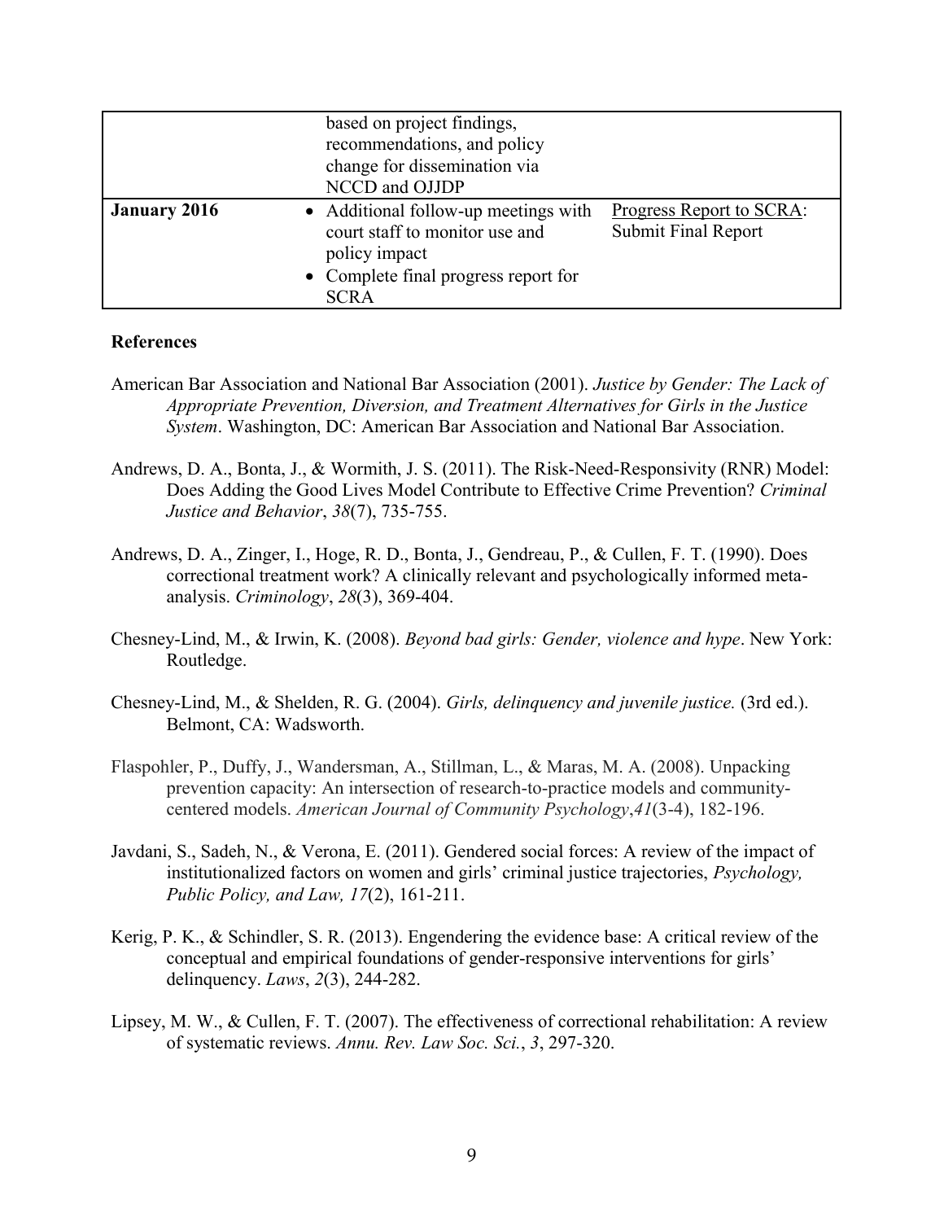| | | |
|---|---|---|
| | based on project findings, recommendations, and policy change for dissemination via NCCD and OJJDP | |
| **January 2016** | • Additional follow-up meetings with court staff to monitor use and policy impact<br>• Complete final progress report for SCRA | Progress Report to SCRA: Submit Final Report |

**References**

American Bar Association and National Bar Association (2001). *Justice by Gender: The Lack of Appropriate Prevention, Diversion, and Treatment Alternatives for Girls in the Justice System*. Washington, DC: American Bar Association and National Bar Association.

Andrews, D. A., Bonta, J., & Wormith, J. S. (2011). The Risk-Need-Responsivity (RNR) Model: Does Adding the Good Lives Model Contribute to Effective Crime Prevention? *Criminal Justice and Behavior*, *38*(7), 735-755.

Andrews, D. A., Zinger, I., Hoge, R. D., Bonta, J., Gendreau, P., & Cullen, F. T. (1990). Does correctional treatment work? A clinically relevant and psychologically informed meta-analysis. *Criminology*, *28*(3), 369-404.

Chesney-Lind, M., & Irwin, K. (2008). *Beyond bad girls: Gender, violence and hype*. New York: Routledge.

Chesney-Lind, M., & Shelden, R. G. (2004). *Girls, delinquency and juvenile justice.* (3rd ed.). Belmont, CA: Wadsworth.

Flaspohler, P., Duffy, J., Wandersman, A., Stillman, L., & Maras, M. A. (2008). Unpacking prevention capacity: An intersection of research-to-practice models and community-centered models. *American Journal of Community Psychology*,*41*(3-4), 182-196.

Javdani, S., Sadeh, N., & Verona, E. (2011). Gendered social forces: A review of the impact of institutionalized factors on women and girls' criminal justice trajectories, *Psychology, Public Policy, and Law, 17*(2), 161-211.

Kerig, P. K., & Schindler, S. R. (2013). Engendering the evidence base: A critical review of the conceptual and empirical foundations of gender-responsive interventions for girls' delinquency. *Laws*, *2*(3), 244-282.

Lipsey, M. W., & Cullen, F. T. (2007). The effectiveness of correctional rehabilitation: A review of systematic reviews. *Annu. Rev. Law Soc. Sci.*, *3*, 297-320.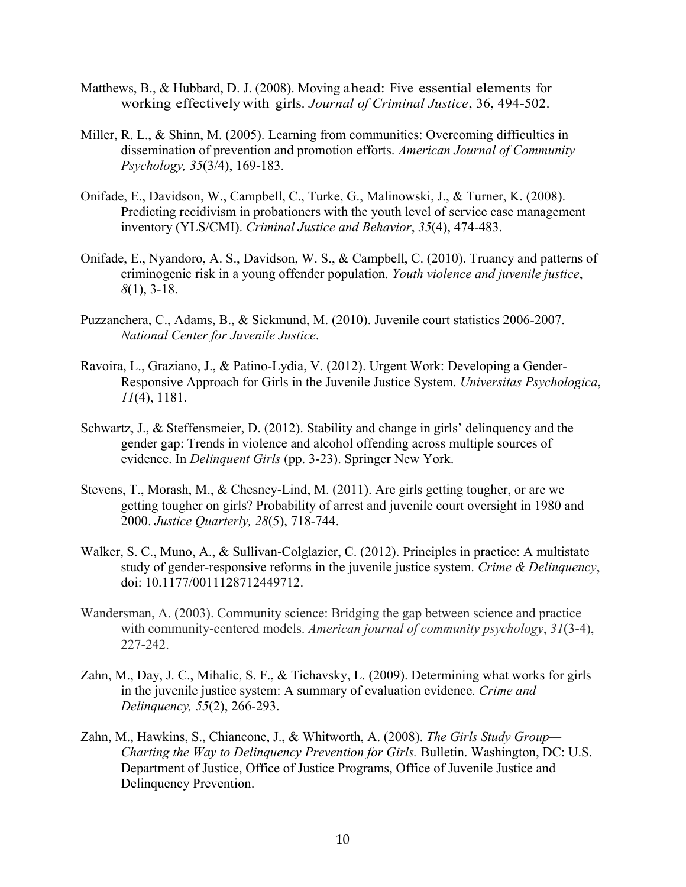Matthews, B., & Hubbard, D. J. (2008). Moving ahead: Five essential elements for working effectively with girls. *Journal of Criminal Justice*, 36, 494-502.

Miller, R. L., & Shinn, M. (2005). Learning from communities: Overcoming difficulties in dissemination of prevention and promotion efforts. *American Journal of Community Psychology, 35*(3/4), 169-183.

Onifade, E., Davidson, W., Campbell, C., Turke, G., Malinowski, J., & Turner, K. (2008). Predicting recidivism in probationers with the youth level of service case management inventory (YLS/CMI). *Criminal Justice and Behavior*, *35*(4), 474-483.

Onifade, E., Nyandoro, A. S., Davidson, W. S., & Campbell, C. (2010). Truancy and patterns of criminogenic risk in a young offender population. *Youth violence and juvenile justice*, *8*(1), 3-18.

Puzzanchera, C., Adams, B., & Sickmund, M. (2010). Juvenile court statistics 2006-2007. *National Center for Juvenile Justice*.

Ravoira, L., Graziano, J., & Patino-Lydia, V. (2012). Urgent Work: Developing a Gender-Responsive Approach for Girls in the Juvenile Justice System. *Universitas Psychologica*, *11*(4), 1181.

Schwartz, J., & Steffensmeier, D. (2012). Stability and change in girls' delinquency and the gender gap: Trends in violence and alcohol offending across multiple sources of evidence. In *Delinquent Girls* (pp. 3-23). Springer New York.

Stevens, T., Morash, M., & Chesney-Lind, M. (2011). Are girls getting tougher, or are we getting tougher on girls? Probability of arrest and juvenile court oversight in 1980 and 2000. *Justice Quarterly, 28*(5), 718-744.

Walker, S. C., Muno, A., & Sullivan-Colglazier, C. (2012). Principles in practice: A multistate study of gender-responsive reforms in the juvenile justice system. *Crime & Delinquency*, doi: 10.1177/0011128712449712.

Wandersman, A. (2003). Community science: Bridging the gap between science and practice with community-centered models. *American journal of community psychology*, *31*(3-4), 227-242.

Zahn, M., Day, J. C., Mihalic, S. F., & Tichavsky, L. (2009). Determining what works for girls in the juvenile justice system: A summary of evaluation evidence. *Crime and Delinquency, 55*(2), 266-293.

Zahn, M., Hawkins, S., Chiancone, J., & Whitworth, A. (2008). *The Girls Study Group—Charting the Way to Delinquency Prevention for Girls.* Bulletin. Washington, DC: U.S. Department of Justice, Office of Justice Programs, Office of Juvenile Justice and Delinquency Prevention.